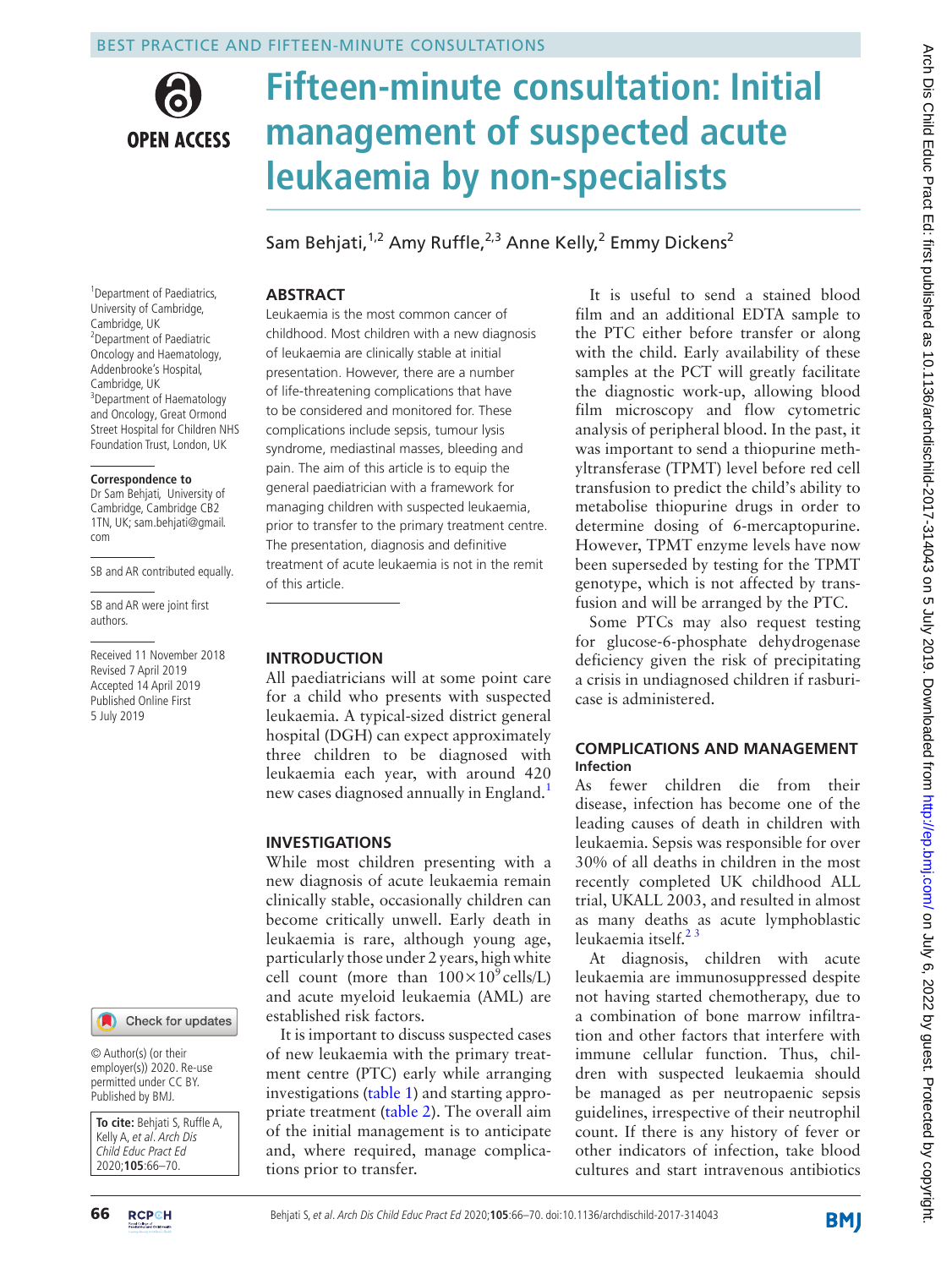BEST PRACTICE AND FIFTEEN-MINUTE CONSULTATIONS

# Fifteen-minute consultation: Initial management of suspected acute leukaemia by non-specialists

Sam Behjati,[1,2] Amy Ruffle,[2,3] Anne Kelly,[2] Emmy Dickens[2]

[1]Department of Paediatrics, University of Cambridge, Cambridge, UK
[2]Department of Paediatric Oncology and Haematology, Addenbrooke's Hospital, Cambridge, UK
[3]Department of Haematology and Oncology, Great Ormond Street Hospital for Children NHS Foundation Trust, London, UK

**Correspondence to**
Dr Sam Behjati, University of Cambridge, Cambridge CB2 1TN, UK; sam.behjati@gmail.com

SB and AR contributed equally.

SB and AR were joint first authors.

Received 11 November 2018
Revised 7 April 2019
Accepted 14 April 2019
Published Online First 5 July 2019

© Author(s) (or their employer(s)) 2020. Re-use permitted under CC BY. Published by BMJ.

**To cite:** Behjati S, Ruffle A, Kelly A, *et al*. *Arch Dis Child Educ Pract Ed* 2020;**105**:66–70.

## ABSTRACT

Leukaemia is the most common cancer of childhood. Most children with a new diagnosis of leukaemia are clinically stable at initial presentation. However, there are a number of life-threatening complications that have to be considered and monitored for. These complications include sepsis, tumour lysis syndrome, mediastinal masses, bleeding and pain. The aim of this article is to equip the general paediatrician with a framework for managing children with suspected leukaemia, prior to transfer to the primary treatment centre. The presentation, diagnosis and definitive treatment of acute leukaemia is not in the remit of this article.

## INTRODUCTION

All paediatricians will at some point care for a child who presents with suspected leukaemia. A typical-sized district general hospital (DGH) can expect approximately three children to be diagnosed with leukaemia each year, with around 420 new cases diagnosed annually in England.[1]

## INVESTIGATIONS

While most children presenting with a new diagnosis of acute leukaemia remain clinically stable, occasionally children can become critically unwell. Early death in leukaemia is rare, although young age, particularly those under 2 years, high white cell count (more than $100\times10^{9}$ cells/L) and acute myeloid leukaemia (AML) are established risk factors.

It is important to discuss suspected cases of new leukaemia with the primary treatment centre (PTC) early while arranging investigations (table 1) and starting appropriate treatment (table 2). The overall aim of the initial management is to anticipate and, where required, manage complications prior to transfer.

It is useful to send a stained blood film and an additional EDTA sample to the PTC either before transfer or along with the child. Early availability of these samples at the PCT will greatly facilitate the diagnostic work-up, allowing blood film microscopy and flow cytometric analysis of peripheral blood. In the past, it was important to send a thiopurine methyltransferase (TPMT) level before red cell transfusion to predict the child's ability to metabolise thiopurine drugs in order to determine dosing of 6-mercaptopurine. However, TPMT enzyme levels have now been superseded by testing for the TPMT genotype, which is not affected by transfusion and will be arranged by the PTC.

Some PTCs may also request testing for glucose-6-phosphate dehydrogenase deficiency given the risk of precipitating a crisis in undiagnosed children if rasburicase is administered.

## COMPLICATIONS AND MANAGEMENT

### Infection

As fewer children die from their disease, infection has become one of the leading causes of death in children with leukaemia. Sepsis was responsible for over 30% of all deaths in children in the most recently completed UK childhood ALL trial, UKALL 2003, and resulted in almost as many deaths as acute lymphoblastic leukaemia itself.[2,3]

At diagnosis, children with acute leukaemia are immunosuppressed despite not having started chemotherapy, due to a combination of bone marrow infiltration and other factors that interfere with immune cellular function. Thus, children with suspected leukaemia should be managed as per neutropaenic sepsis guidelines, irrespective of their neutrophil count. If there is any history of fever or other indicators of infection, take blood cultures and start intravenous antibiotics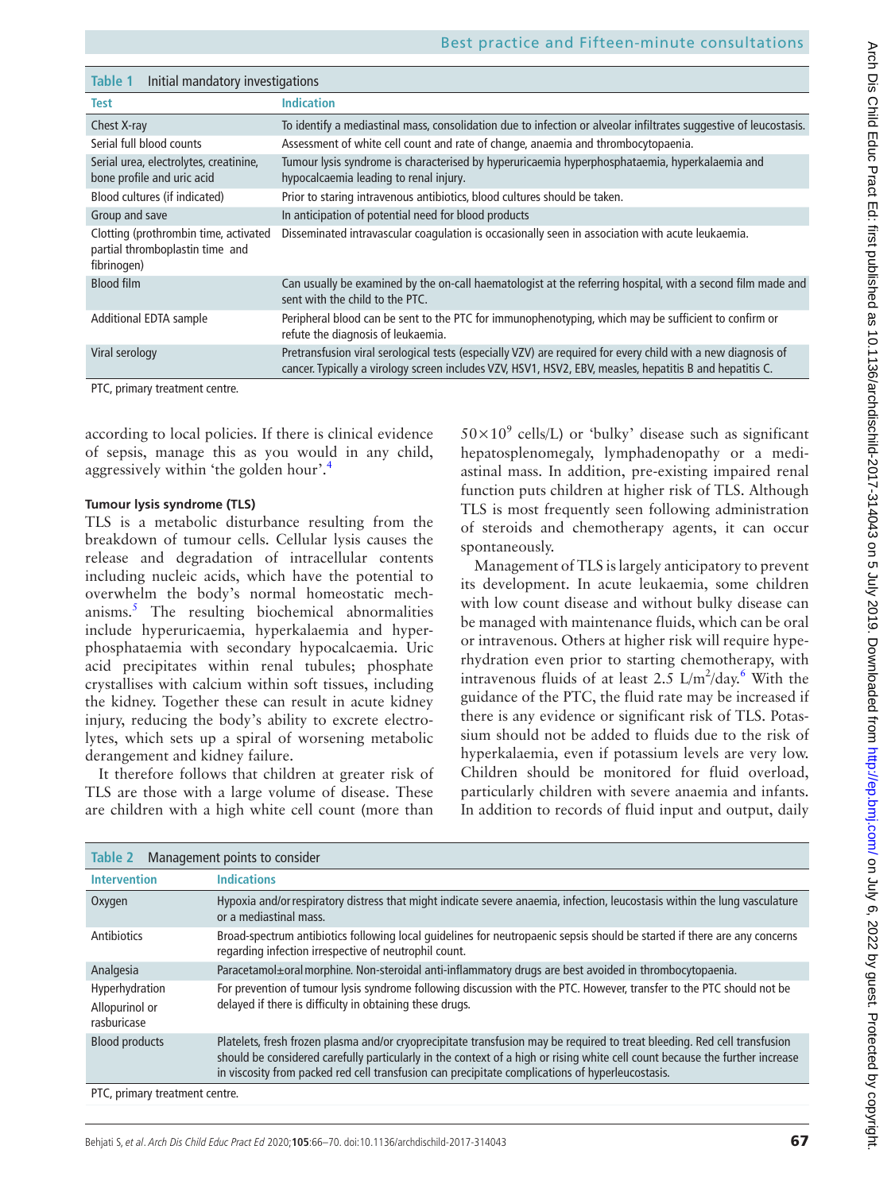**Table 1** Initial mandatory investigations

| Test | Indication |
|---|---|
| Chest X-ray | To identify a mediastinal mass, consolidation due to infection or alveolar infiltrates suggestive of leucostasis. |
| Serial full blood counts | Assessment of white cell count and rate of change, anaemia and thrombocytopaenia. |
| Serial urea, electrolytes, creatinine, bone profile and uric acid | Tumour lysis syndrome is characterised by hyperuricaemia hyperphosphataemia, hyperkalaemia and hypocalcaemia leading to renal injury. |
| Blood cultures (if indicated) | Prior to staring intravenous antibiotics, blood cultures should be taken. |
| Group and save | In anticipation of potential need for blood products |
| Clotting (prothrombin time, activated partial thromboplastin time and fibrinogen) | Disseminated intravascular coagulation is occasionally seen in association with acute leukaemia. |
| Blood film | Can usually be examined by the on-call haematologist at the referring hospital, with a second film made and sent with the child to the PTC. |
| Additional EDTA sample | Peripheral blood can be sent to the PTC for immunophenotyping, which may be sufficient to confirm or refute the diagnosis of leukaemia. |
| Viral serology | Pretransfusion viral serological tests (especially VZV) are required for every child with a new diagnosis of cancer. Typically a virology screen includes VZV, HSV1, HSV2, EBV, measles, hepatitis B and hepatitis C. |

PTC, primary treatment centre.

according to local policies. If there is clinical evidence of sepsis, manage this as you would in any child, aggressively within 'the golden hour'.[4]

#### Tumour lysis syndrome (TLS)

TLS is a metabolic disturbance resulting from the breakdown of tumour cells. Cellular lysis causes the release and degradation of intracellular contents including nucleic acids, which have the potential to overwhelm the body's normal homeostatic mechanisms.[5] The resulting biochemical abnormalities include hyperuricaemia, hyperkalaemia and hyperphosphataemia with secondary hypocalcaemia. Uric acid precipitates within renal tubules; phosphate crystallises with calcium within soft tissues, including the kidney. Together these can result in acute kidney injury, reducing the body's ability to excrete electrolytes, which sets up a spiral of worsening metabolic derangement and kidney failure.

It therefore follows that children at greater risk of TLS are those with a large volume of disease. These are children with a high white cell count (more than $50\times10^9$ cells/L) or 'bulky' disease such as significant hepatosplenomegaly, lymphadenopathy or a mediastinal mass. In addition, pre-existing impaired renal function puts children at higher risk of TLS. Although TLS is most frequently seen following administration of steroids and chemotherapy agents, it can occur spontaneously.

Management of TLS is largely anticipatory to prevent its development. In acute leukaemia, some children with low count disease and without bulky disease can be managed with maintenance fluids, which can be oral or intravenous. Others at higher risk will require hyperhydration even prior to starting chemotherapy, with intravenous fluids of at least 2.5 L/m$^2$/day.[6] With the guidance of the PTC, the fluid rate may be increased if there is any evidence or significant risk of TLS. Potassium should not be added to fluids due to the risk of hyperkalaemia, even if potassium levels are very low. Children should be monitored for fluid overload, particularly children with severe anaemia and infants. In addition to records of fluid input and output, daily

**Table 2** Management points to consider

| Intervention | Indications |
|---|---|
| Oxygen | Hypoxia and/or respiratory distress that might indicate severe anaemia, infection, leucostasis within the lung vasculature or a mediastinal mass. |
| Antibiotics | Broad-spectrum antibiotics following local guidelines for neutropaenic sepsis should be started if there are any concerns regarding infection irrespective of neutrophil count. |
| Analgesia | Paracetamol±oral morphine. Non-steroidal anti-inflammatory drugs are best avoided in thrombocytopaenia. |
| Hyperhydration<br>Allopurinol or rasburicase | For prevention of tumour lysis syndrome following discussion with the PTC. However, transfer to the PTC should not be delayed if there is difficulty in obtaining these drugs. |
| Blood products | Platelets, fresh frozen plasma and/or cryoprecipitate transfusion may be required to treat bleeding. Red cell transfusion should be considered carefully particularly in the context of a high or rising white cell count because the further increase in viscosity from packed red cell transfusion can precipitate complications of hyperleucostasis. |

PTC, primary treatment centre.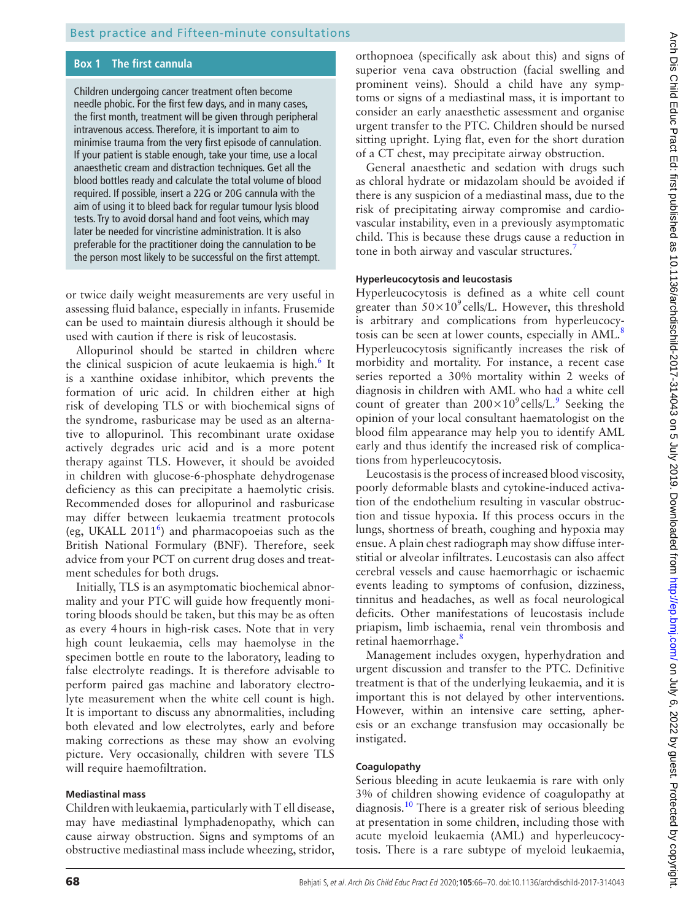## Box 1 The first cannula

Children undergoing cancer treatment often become needle phobic. For the first few days, and in many cases, the first month, treatment will be given through peripheral intravenous access. Therefore, it is important to aim to minimise trauma from the very first episode of cannulation. If your patient is stable enough, take your time, use a local anaesthetic cream and distraction techniques. Get all the blood bottles ready and calculate the total volume of blood required. If possible, insert a 22G or 20G cannula with the aim of using it to bleed back for regular tumour lysis blood tests. Try to avoid dorsal hand and foot veins, which may later be needed for vincristine administration. It is also preferable for the practitioner doing the cannulation to be the person most likely to be successful on the first attempt.

or twice daily weight measurements are very useful in assessing fluid balance, especially in infants. Frusemide can be used to maintain diuresis although it should be used with caution if there is risk of leucostasis.

Allopurinol should be started in children where the clinical suspicion of acute leukaemia is high.[6] It is a xanthine oxidase inhibitor, which prevents the formation of uric acid. In children either at high risk of developing TLS or with biochemical signs of the syndrome, rasburicase may be used as an alternative to allopurinol. This recombinant urate oxidase actively degrades uric acid and is a more potent therapy against TLS. However, it should be avoided in children with glucose-6-phosphate dehydrogenase deficiency as this can precipitate a haemolytic crisis. Recommended doses for allopurinol and rasburicase may differ between leukaemia treatment protocols (eg, UKALL 2011[6]) and pharmacopoeias such as the British National Formulary (BNF). Therefore, seek advice from your PCT on current drug doses and treatment schedules for both drugs.

Initially, TLS is an asymptomatic biochemical abnormality and your PTC will guide how frequently monitoring bloods should be taken, but this may be as often as every 4 hours in high-risk cases. Note that in very high count leukaemia, cells may haemolyse in the specimen bottle en route to the laboratory, leading to false electrolyte readings. It is therefore advisable to perform paired gas machine and laboratory electrolyte measurement when the white cell count is high. It is important to discuss any abnormalities, including both elevated and low electrolytes, early and before making corrections as these may show an evolving picture. Very occasionally, children with severe TLS will require haemofiltration.

### Mediastinal mass

Children with leukaemia, particularly with T ell disease, may have mediastinal lymphadenopathy, which can cause airway obstruction. Signs and symptoms of an obstructive mediastinal mass include wheezing, stridor, orthopnoea (specifically ask about this) and signs of superior vena cava obstruction (facial swelling and prominent veins). Should a child have any symptoms or signs of a mediastinal mass, it is important to consider an early anaesthetic assessment and organise urgent transfer to the PTC. Children should be nursed sitting upright. Lying flat, even for the short duration of a CT chest, may precipitate airway obstruction.

General anaesthetic and sedation with drugs such as chloral hydrate or midazolam should be avoided if there is any suspicion of a mediastinal mass, due to the risk of precipitating airway compromise and cardiovascular instability, even in a previously asymptomatic child. This is because these drugs cause a reduction in tone in both airway and vascular structures.[7]

### Hyperleucocytosis and leucostasis

Hyperleucocytosis is defined as a white cell count greater than $50\times10^9$ cells/L. However, this threshold is arbitrary and complications from hyperleucocytosis can be seen at lower counts, especially in AML.[8] Hyperleucocytosis significantly increases the risk of morbidity and mortality. For instance, a recent case series reported a 30% mortality within 2 weeks of diagnosis in children with AML who had a white cell count of greater than $200\times10^9$ cells/L.[9] Seeking the opinion of your local consultant haematologist on the blood film appearance may help you to identify AML early and thus identify the increased risk of complications from hyperleucocytosis.

Leucostasis is the process of increased blood viscosity, poorly deformable blasts and cytokine-induced activation of the endothelium resulting in vascular obstruction and tissue hypoxia. If this process occurs in the lungs, shortness of breath, coughing and hypoxia may ensue. A plain chest radiograph may show diffuse interstitial or alveolar infiltrates. Leucostasis can also affect cerebral vessels and cause haemorrhagic or ischaemic events leading to symptoms of confusion, dizziness, tinnitus and headaches, as well as focal neurological deficits. Other manifestations of leucostasis include priapism, limb ischaemia, renal vein thrombosis and retinal haemorrhage.[8]

Management includes oxygen, hyperhydration and urgent discussion and transfer to the PTC. Definitive treatment is that of the underlying leukaemia, and it is important this is not delayed by other interventions. However, within an intensive care setting, apheresis or an exchange transfusion may occasionally be instigated.

### Coagulopathy

Serious bleeding in acute leukaemia is rare with only 3% of children showing evidence of coagulopathy at diagnosis.[10] There is a greater risk of serious bleeding at presentation in some children, including those with acute myeloid leukaemia (AML) and hyperleucocytosis. There is a rare subtype of myeloid leukaemia,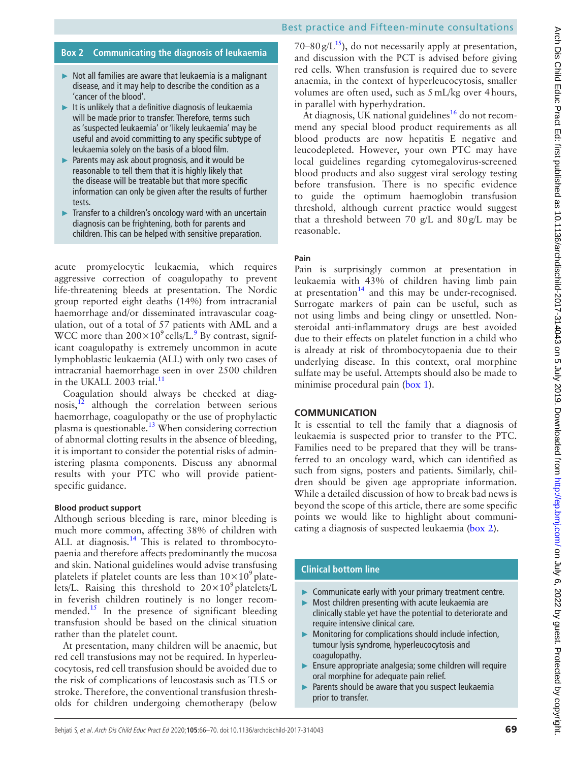### Box 2 Communicating the diagnosis of leukaemia

- Not all families are aware that leukaemia is a malignant disease, and it may help to describe the condition as a 'cancer of the blood'.
- It is unlikely that a definitive diagnosis of leukaemia will be made prior to transfer. Therefore, terms such as 'suspected leukaemia' or 'likely leukaemia' may be useful and avoid committing to any specific subtype of leukaemia solely on the basis of a blood film.
- Parents may ask about prognosis, and it would be reasonable to tell them that it is highly likely that the disease will be treatable but that more specific information can only be given after the results of further tests.
- Transfer to a children's oncology ward with an uncertain diagnosis can be frightening, both for parents and children. This can be helped with sensitive preparation.

acute promyelocytic leukaemia, which requires aggressive correction of coagulopathy to prevent life-threatening bleeds at presentation. The Nordic group reported eight deaths (14%) from intracranial haemorrhage and/or disseminated intravascular coagulation, out of a total of 57 patients with AML and a WCC more than $200\times10^9$ cells/L.[9] By contrast, significant coagulopathy is extremely uncommon in acute lymphoblastic leukaemia (ALL) with only two cases of intracranial haemorrhage seen in over 2500 children in the UKALL 2003 trial.[11]

Coagulation should always be checked at diagnosis,[12] although the correlation between serious haemorrhage, coagulopathy or the use of prophylactic plasma is questionable.[13] When considering correction of abnormal clotting results in the absence of bleeding, it is important to consider the potential risks of administering plasma components. Discuss any abnormal results with your PTC who will provide patient-specific guidance.

#### Blood product support

Although serious bleeding is rare, minor bleeding is much more common, affecting 38% of children with ALL at diagnosis.[14] This is related to thrombocytopaenia and therefore affects predominantly the mucosa and skin. National guidelines would advise transfusing platelets if platelet counts are less than $10\times10^9$ platelets/L. Raising this threshold to $20\times10^9$ platelets/L in feverish children routinely is no longer recommended.[15] In the presence of significant bleeding transfusion should be based on the clinical situation rather than the platelet count.

At presentation, many children will be anaemic, but red cell transfusions may not be required. In hyperleucocytosis, red cell transfusion should be avoided due to the risk of complications of leucostasis such as TLS or stroke. Therefore, the conventional transfusion thresholds for children undergoing chemotherapy (below 70–80 g/L[15]), do not necessarily apply at presentation, and discussion with the PCT is advised before giving red cells. When transfusion is required due to severe anaemia, in the context of hyperleucocytosis, smaller volumes are often used, such as 5 mL/kg over 4 hours, in parallel with hyperhydration.

At diagnosis, UK national guidelines[16] do not recommend any special blood product requirements as all blood products are now hepatitis E negative and leucodepleted. However, your own PTC may have local guidelines regarding cytomegalovirus-screened blood products and also suggest viral serology testing before transfusion. There is no specific evidence to guide the optimum haemoglobin transfusion threshold, although current practice would suggest that a threshold between 70 g/L and 80 g/L may be reasonable.

#### Pain

Pain is surprisingly common at presentation in leukaemia with 43% of children having limb pain at presentation[14] and this may be under-recognised. Surrogate markers of pain can be useful, such as not using limbs and being clingy or unsettled. Non-steroidal anti-inflammatory drugs are best avoided due to their effects on platelet function in a child who is already at risk of thrombocytopaenia due to their underlying disease. In this context, oral morphine sulfate may be useful. Attempts should also be made to minimise procedural pain (box 1).

## COMMUNICATION

It is essential to tell the family that a diagnosis of leukaemia is suspected prior to transfer to the PTC. Families need to be prepared that they will be transferred to an oncology ward, which can identified as such from signs, posters and patients. Similarly, children should be given age appropriate information. While a detailed discussion of how to break bad news is beyond the scope of this article, there are some specific points we would like to highlight about communicating a diagnosis of suspected leukaemia (box 2).

### Clinical bottom line

- Communicate early with your primary treatment centre.
- Most children presenting with acute leukaemia are clinically stable yet have the potential to deteriorate and require intensive clinical care.
- Monitoring for complications should include infection, tumour lysis syndrome, hyperleucocytosis and coagulopathy.
- Ensure appropriate analgesia; some children will require oral morphine for adequate pain relief.
- Parents should be aware that you suspect leukaemia prior to transfer.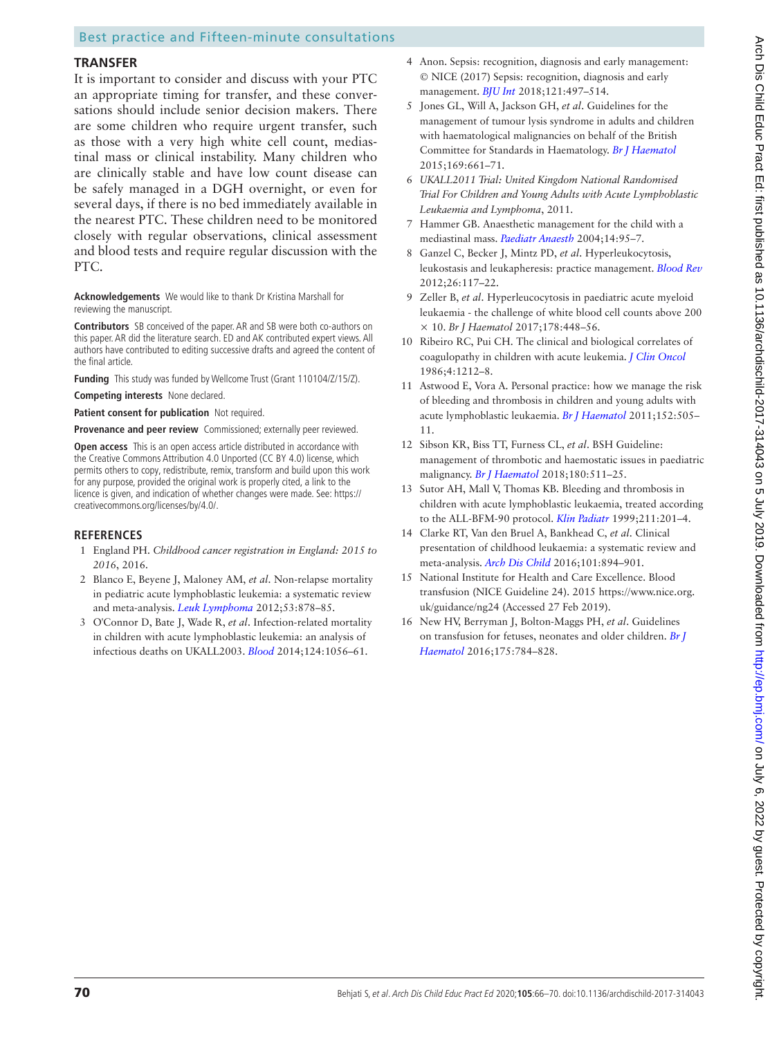## TRANSFER

It is important to consider and discuss with your PTC an appropriate timing for transfer, and these conversations should include senior decision makers. There are some children who require urgent transfer, such as those with a very high white cell count, mediastinal mass or clinical instability. Many children who are clinically stable and have low count disease can be safely managed in a DGH overnight, or even for several days, if there is no bed immediately available in the nearest PTC. These children need to be monitored closely with regular observations, clinical assessment and blood tests and require regular discussion with the PTC.

**Acknowledgements** We would like to thank Dr Kristina Marshall for reviewing the manuscript.

**Contributors** SB conceived of the paper. AR and SB were both co-authors on this paper. AR did the literature search. ED and AK contributed expert views. All authors have contributed to editing successive drafts and agreed the content of the final article.

**Funding** This study was funded by Wellcome Trust (Grant 110104/Z/15/Z).

**Competing interests** None declared.

**Patient consent for publication** Not required.

**Provenance and peer review** Commissioned; externally peer reviewed.

**Open access** This is an open access article distributed in accordance with the Creative Commons Attribution 4.0 Unported (CC BY 4.0) license, which permits others to copy, redistribute, remix, transform and build upon this work for any purpose, provided the original work is properly cited, a link to the licence is given, and indication of whether changes were made. See: https://creativecommons.org/licenses/by/4.0/.

## REFERENCES

1. England PH. *Childhood cancer registration in England: 2015 to 2016*, 2016.
2. Blanco E, Beyene J, Maloney AM, *et al*. Non-relapse mortality in pediatric acute lymphoblastic leukemia: a systematic review and meta-analysis. *Leuk Lymphoma* 2012;53:878–85.
3. O'Connor D, Bate J, Wade R, *et al*. Infection-related mortality in children with acute lymphoblastic leukemia: an analysis of infectious deaths on UKALL2003. *Blood* 2014;124:1056–61.
4. Anon. Sepsis: recognition, diagnosis and early management: © NICE (2017) Sepsis: recognition, diagnosis and early management. *BJU Int* 2018;121:497–514.
5. Jones GL, Will A, Jackson GH, *et al*. Guidelines for the management of tumour lysis syndrome in adults and children with haematological malignancies on behalf of the British Committee for Standards in Haematology. *Br J Haematol* 2015;169:661–71.
6. *UKALL2011 Trial: United Kingdom National Randomised Trial For Children and Young Adults with Acute Lymphoblastic Leukaemia and Lymphoma*, 2011.
7. Hammer GB. Anaesthetic management for the child with a mediastinal mass. *Paediatr Anaesth* 2004;14:95–7.
8. Ganzel C, Becker J, Mintz PD, *et al*. Hyperleukocytosis, leukostasis and leukapheresis: practice management. *Blood Rev* 2012;26:117–22.
9. Zeller B, *et al*. Hyperleucocytosis in paediatric acute myeloid leukaemia - the challenge of white blood cell counts above 200 × 10. *Br J Haematol* 2017;178:448–56.
10. Ribeiro RC, Pui CH. The clinical and biological correlates of coagulopathy in children with acute leukemia. *J Clin Oncol* 1986;4:1212–8.
11. Astwood E, Vora A. Personal practice: how we manage the risk of bleeding and thrombosis in children and young adults with acute lymphoblastic leukaemia. *Br J Haematol* 2011;152:505–11.
12. Sibson KR, Biss TT, Furness CL, *et al*. BSH Guideline: management of thrombotic and haemostatic issues in paediatric malignancy. *Br J Haematol* 2018;180:511–25.
13. Sutor AH, Mall V, Thomas KB. Bleeding and thrombosis in children with acute lymphoblastic leukaemia, treated according to the ALL-BFM-90 protocol. *Klin Padiatr* 1999;211:201–4.
14. Clarke RT, Van den Bruel A, Bankhead C, *et al*. Clinical presentation of childhood leukaemia: a systematic review and meta-analysis. *Arch Dis Child* 2016;101:894–901.
15. National Institute for Health and Care Excellence. Blood transfusion (NICE Guideline 24). 2015 https://www.nice.org.uk/guidance/ng24 (Accessed 27 Feb 2019).
16. New HV, Berryman J, Bolton-Maggs PH, *et al*. Guidelines on transfusion for fetuses, neonates and older children. *Br J Haematol* 2016;175:784–828.